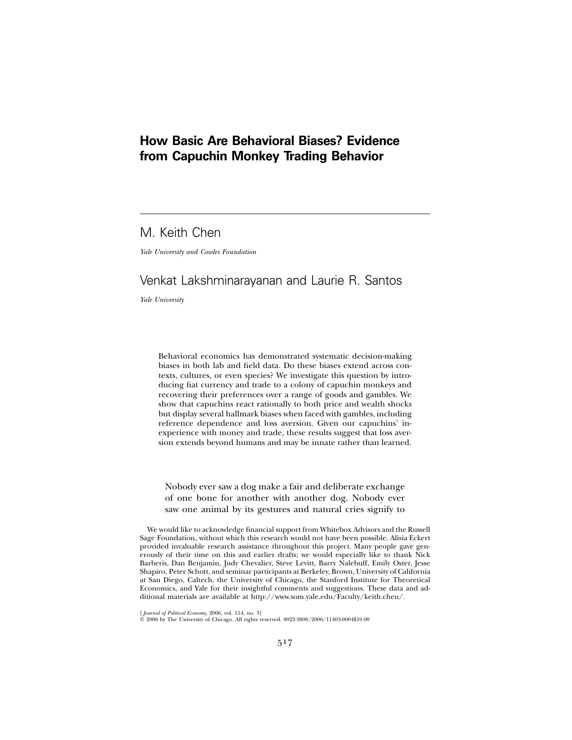# How Basic Are Behavioral Biases? Evidence from Capuchin Monkey Trading Behavior

M. Keith Chen

*Yale University and Cowles Foundation*

Venkat Lakshminarayanan and Laurie R. Santos

*Yale University*

Behavioral economics has demonstrated systematic decision-making biases in both lab and field data. Do these biases extend across contexts, cultures, or even species? We investigate this question by introducing fiat currency and trade to a colony of capuchin monkeys and recovering their preferences over a range of goods and gambles. We show that capuchins react rationally to both price and wealth shocks but display several hallmark biases when faced with gambles, including reference dependence and loss aversion. Given our capuchins' inexperience with money and trade, these results suggest that loss aversion extends beyond humans and may be innate rather than learned.

> Nobody ever saw a dog make a fair and deliberate exchange of one bone for another with another dog. Nobody ever saw one animal by its gestures and natural cries signify to

We would like to acknowledge financial support from Whitebox Advisors and the Russell Sage Foundation, without which this research would not have been possible. Alisia Eckert provided invaluable research assistance throughout this project. Many people gave generously of their time on this and earlier drafts; we would especially like to thank Nick Barberis, Dan Benjamin, Judy Chevalier, Steve Levitt, Barry Nalebuff, Emily Oster, Jesse Shapiro, Peter Schott, and seminar participants at Berkeley, Brown, University of California at San Diego, Caltech, the University of Chicago, the Stanford Institute for Theoretical Economics, and Yale for their insightful comments and suggestions. These data and additional materials are available at http://www.som.yale.edu/Faculty/keith.chen/.

[*Journal of Political Economy,* 2006, vol. 114, no. 3]
© 2006 by The University of Chicago. All rights reserved. 0022-3808/2006/11403-0004$10.00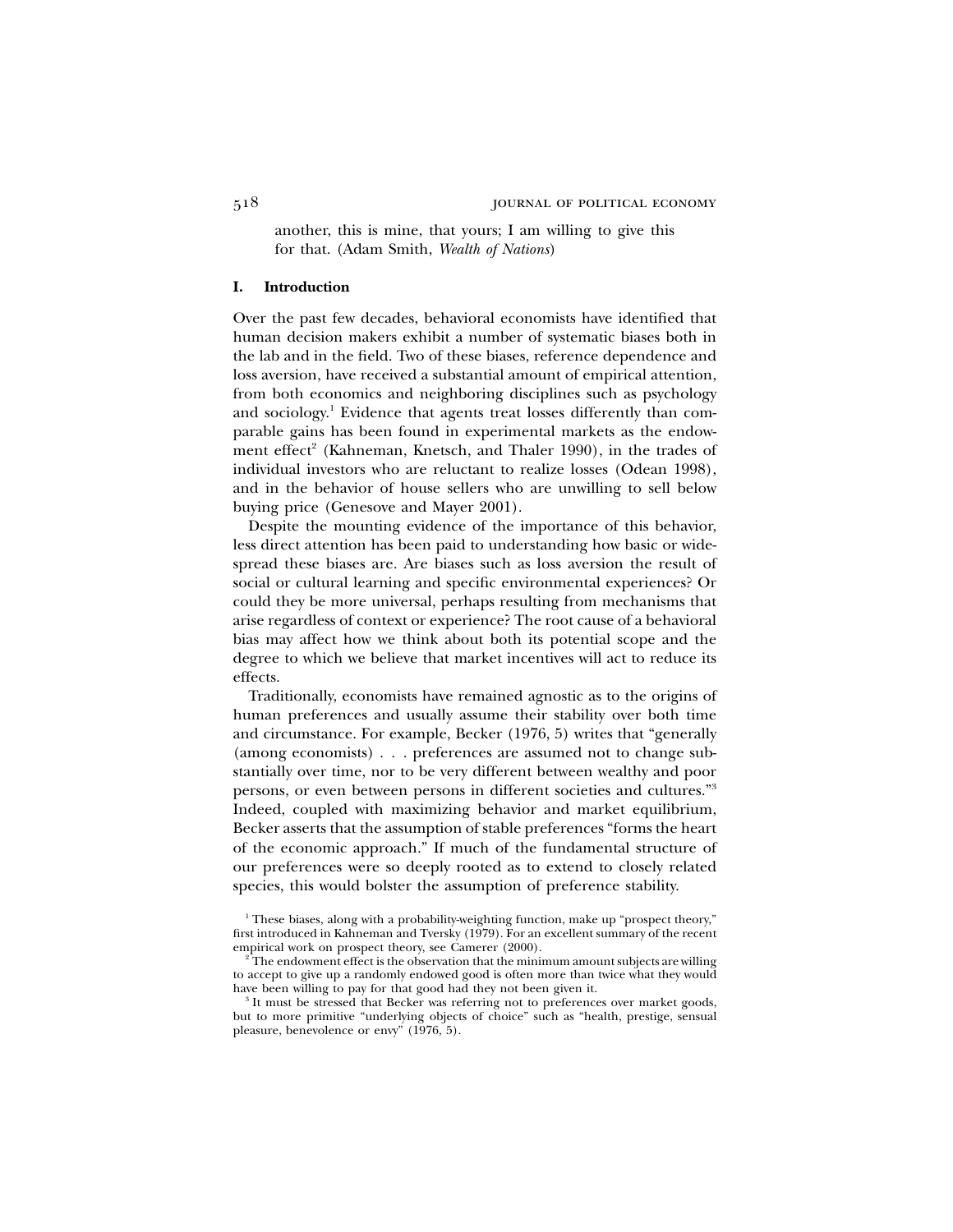another, this is mine, that yours; I am willing to give this for that. (Adam Smith, *Wealth of Nations*)

## I. Introduction

Over the past few decades, behavioral economists have identified that human decision makers exhibit a number of systematic biases both in the lab and in the field. Two of these biases, reference dependence and loss aversion, have received a substantial amount of empirical attention, from both economics and neighboring disciplines such as psychology and sociology.[1] Evidence that agents treat losses differently than comparable gains has been found in experimental markets as the endowment effect[2] (Kahneman, Knetsch, and Thaler 1990), in the trades of individual investors who are reluctant to realize losses (Odean 1998), and in the behavior of house sellers who are unwilling to sell below buying price (Genesove and Mayer 2001).

Despite the mounting evidence of the importance of this behavior, less direct attention has been paid to understanding how basic or widespread these biases are. Are biases such as loss aversion the result of social or cultural learning and specific environmental experiences? Or could they be more universal, perhaps resulting from mechanisms that arise regardless of context or experience? The root cause of a behavioral bias may affect how we think about both its potential scope and the degree to which we believe that market incentives will act to reduce its effects.

Traditionally, economists have remained agnostic as to the origins of human preferences and usually assume their stability over both time and circumstance. For example, Becker (1976, 5) writes that "generally (among economists) . . . preferences are assumed not to change substantially over time, nor to be very different between wealthy and poor persons, or even between persons in different societies and cultures."[3] Indeed, coupled with maximizing behavior and market equilibrium, Becker asserts that the assumption of stable preferences "forms the heart of the economic approach." If much of the fundamental structure of our preferences were so deeply rooted as to extend to closely related species, this would bolster the assumption of preference stability.

[1] These biases, along with a probability-weighting function, make up "prospect theory," first introduced in Kahneman and Tversky (1979). For an excellent summary of the recent empirical work on prospect theory, see Camerer (2000).

[2] The endowment effect is the observation that the minimum amount subjects are willing to accept to give up a randomly endowed good is often more than twice what they would have been willing to pay for that good had they not been given it.

[3] It must be stressed that Becker was referring not to preferences over market goods, but to more primitive "underlying objects of choice" such as "health, prestige, sensual pleasure, benevolence or envy" (1976, 5).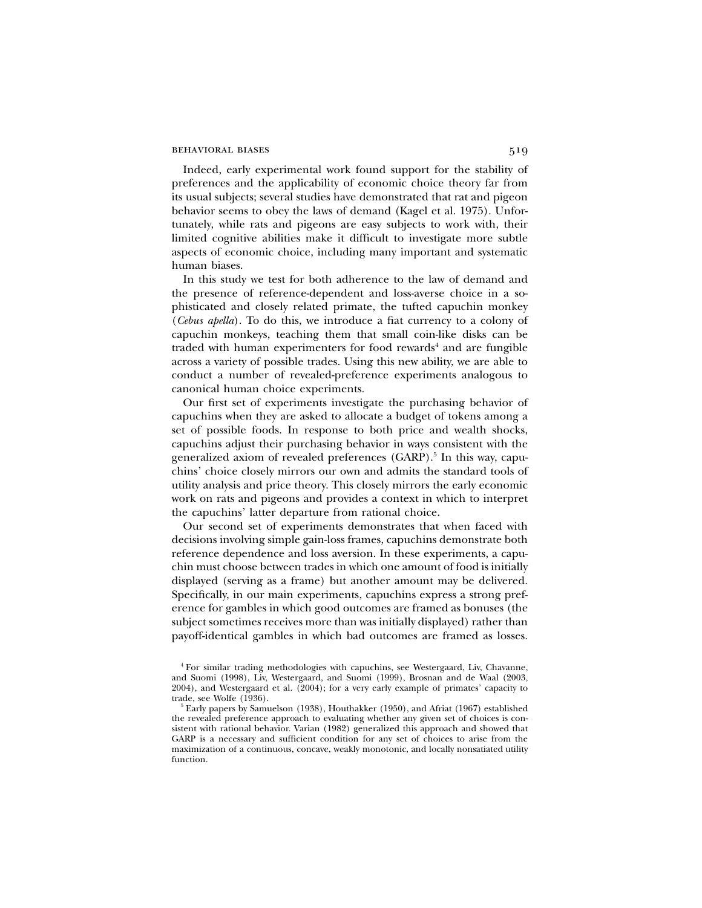Indeed, early experimental work found support for the stability of preferences and the applicability of economic choice theory far from its usual subjects; several studies have demonstrated that rat and pigeon behavior seems to obey the laws of demand (Kagel et al. 1975). Unfortunately, while rats and pigeons are easy subjects to work with, their limited cognitive abilities make it difficult to investigate more subtle aspects of economic choice, including many important and systematic human biases.

In this study we test for both adherence to the law of demand and the presence of reference-dependent and loss-averse choice in a sophisticated and closely related primate, the tufted capuchin monkey (*Cebus apella*). To do this, we introduce a fiat currency to a colony of capuchin monkeys, teaching them that small coin-like disks can be traded with human experimenters for food rewards[4] and are fungible across a variety of possible trades. Using this new ability, we are able to conduct a number of revealed-preference experiments analogous to canonical human choice experiments.

Our first set of experiments investigate the purchasing behavior of capuchins when they are asked to allocate a budget of tokens among a set of possible foods. In response to both price and wealth shocks, capuchins adjust their purchasing behavior in ways consistent with the generalized axiom of revealed preferences (GARP).[5] In this way, capuchins' choice closely mirrors our own and admits the standard tools of utility analysis and price theory. This closely mirrors the early economic work on rats and pigeons and provides a context in which to interpret the capuchins' latter departure from rational choice.

Our second set of experiments demonstrates that when faced with decisions involving simple gain-loss frames, capuchins demonstrate both reference dependence and loss aversion. In these experiments, a capuchin must choose between trades in which one amount of food is initially displayed (serving as a frame) but another amount may be delivered. Specifically, in our main experiments, capuchins express a strong preference for gambles in which good outcomes are framed as bonuses (the subject sometimes receives more than was initially displayed) rather than payoff-identical gambles in which bad outcomes are framed as losses.

[4] For similar trading methodologies with capuchins, see Westergaard, Liv, Chavanne, and Suomi (1998), Liv, Westergaard, and Suomi (1999), Brosnan and de Waal (2003, 2004), and Westergaard et al. (2004); for a very early example of primates' capacity to trade, see Wolfe (1936).

[5] Early papers by Samuelson (1938), Houthakker (1950), and Afriat (1967) established the revealed preference approach to evaluating whether any given set of choices is consistent with rational behavior. Varian (1982) generalized this approach and showed that GARP is a necessary and sufficient condition for any set of choices to arise from the maximization of a continuous, concave, weakly monotonic, and locally nonsatiated utility function.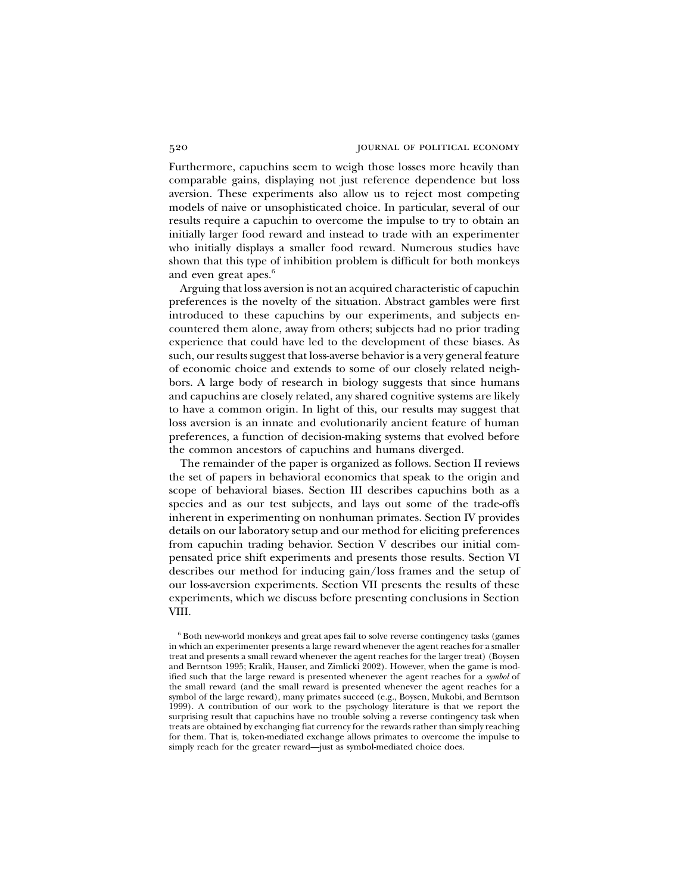Furthermore, capuchins seem to weigh those losses more heavily than comparable gains, displaying not just reference dependence but loss aversion. These experiments also allow us to reject most competing models of naive or unsophisticated choice. In particular, several of our results require a capuchin to overcome the impulse to try to obtain an initially larger food reward and instead to trade with an experimenter who initially displays a smaller food reward. Numerous studies have shown that this type of inhibition problem is difficult for both monkeys and even great apes.[6]

Arguing that loss aversion is not an acquired characteristic of capuchin preferences is the novelty of the situation. Abstract gambles were first introduced to these capuchins by our experiments, and subjects encountered them alone, away from others; subjects had no prior trading experience that could have led to the development of these biases. As such, our results suggest that loss-averse behavior is a very general feature of economic choice and extends to some of our closely related neighbors. A large body of research in biology suggests that since humans and capuchins are closely related, any shared cognitive systems are likely to have a common origin. In light of this, our results may suggest that loss aversion is an innate and evolutionarily ancient feature of human preferences, a function of decision-making systems that evolved before the common ancestors of capuchins and humans diverged.

The remainder of the paper is organized as follows. Section II reviews the set of papers in behavioral economics that speak to the origin and scope of behavioral biases. Section III describes capuchins both as a species and as our test subjects, and lays out some of the trade-offs inherent in experimenting on nonhuman primates. Section IV provides details on our laboratory setup and our method for eliciting preferences from capuchin trading behavior. Section V describes our initial compensated price shift experiments and presents those results. Section VI describes our method for inducing gain/loss frames and the setup of our loss-aversion experiments. Section VII presents the results of these experiments, which we discuss before presenting conclusions in Section VIII.

[6] Both new-world monkeys and great apes fail to solve reverse contingency tasks (games in which an experimenter presents a large reward whenever the agent reaches for a smaller treat and presents a small reward whenever the agent reaches for the larger treat) (Boysen and Berntson 1995; Kralik, Hauser, and Zimlicki 2002). However, when the game is modified such that the large reward is presented whenever the agent reaches for a *symbol* of the small reward (and the small reward is presented whenever the agent reaches for a symbol of the large reward), many primates succeed (e.g., Boysen, Mukobi, and Berntson 1999). A contribution of our work to the psychology literature is that we report the surprising result that capuchins have no trouble solving a reverse contingency task when treats are obtained by exchanging fiat currency for the rewards rather than simply reaching for them. That is, token-mediated exchange allows primates to overcome the impulse to simply reach for the greater reward—just as symbol-mediated choice does.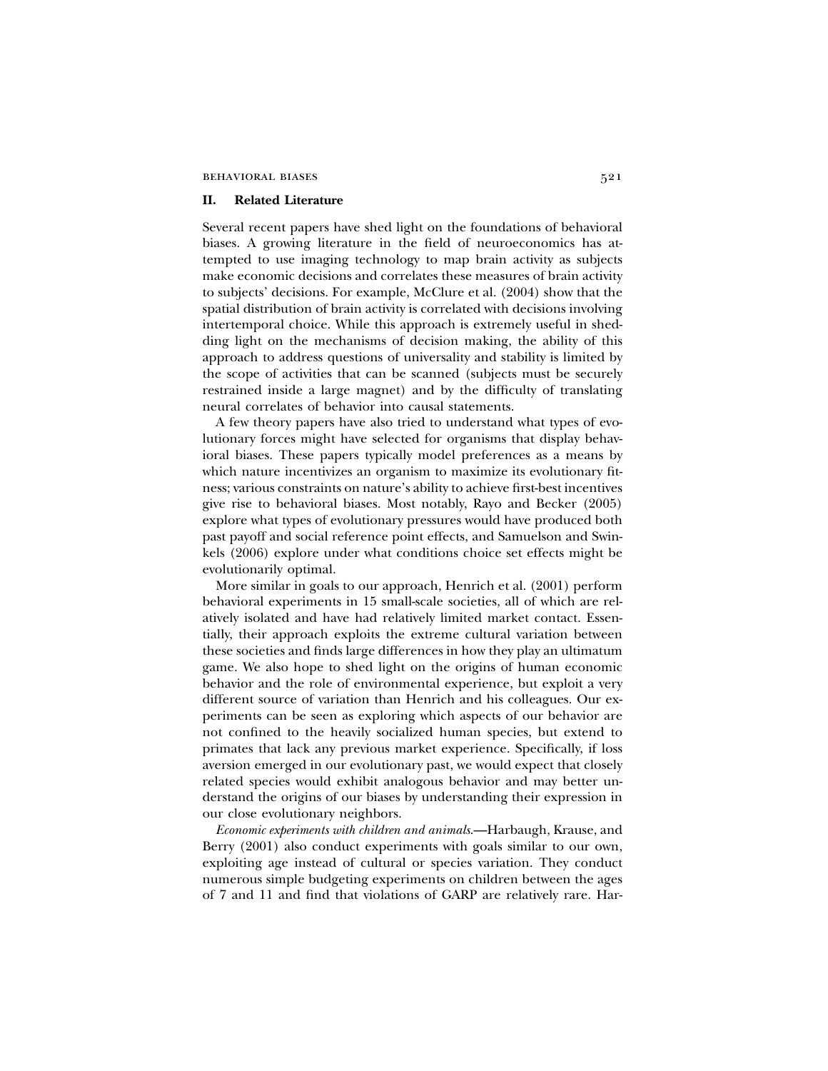## II. Related Literature

Several recent papers have shed light on the foundations of behavioral biases. A growing literature in the field of neuroeconomics has attempted to use imaging technology to map brain activity as subjects make economic decisions and correlates these measures of brain activity to subjects' decisions. For example, McClure et al. (2004) show that the spatial distribution of brain activity is correlated with decisions involving intertemporal choice. While this approach is extremely useful in shedding light on the mechanisms of decision making, the ability of this approach to address questions of universality and stability is limited by the scope of activities that can be scanned (subjects must be securely restrained inside a large magnet) and by the difficulty of translating neural correlates of behavior into causal statements.

A few theory papers have also tried to understand what types of evolutionary forces might have selected for organisms that display behavioral biases. These papers typically model preferences as a means by which nature incentivizes an organism to maximize its evolutionary fitness; various constraints on nature's ability to achieve first-best incentives give rise to behavioral biases. Most notably, Rayo and Becker (2005) explore what types of evolutionary pressures would have produced both past payoff and social reference point effects, and Samuelson and Swinkels (2006) explore under what conditions choice set effects might be evolutionarily optimal.

More similar in goals to our approach, Henrich et al. (2001) perform behavioral experiments in 15 small-scale societies, all of which are relatively isolated and have had relatively limited market contact. Essentially, their approach exploits the extreme cultural variation between these societies and finds large differences in how they play an ultimatum game. We also hope to shed light on the origins of human economic behavior and the role of environmental experience, but exploit a very different source of variation than Henrich and his colleagues. Our experiments can be seen as exploring which aspects of our behavior are not confined to the heavily socialized human species, but extend to primates that lack any previous market experience. Specifically, if loss aversion emerged in our evolutionary past, we would expect that closely related species would exhibit analogous behavior and may better understand the origins of our biases by understanding their expression in our close evolutionary neighbors.

*Economic experiments with children and animals.*—Harbaugh, Krause, and Berry (2001) also conduct experiments with goals similar to our own, exploiting age instead of cultural or species variation. They conduct numerous simple budgeting experiments on children between the ages of 7 and 11 and find that violations of GARP are relatively rare. Har-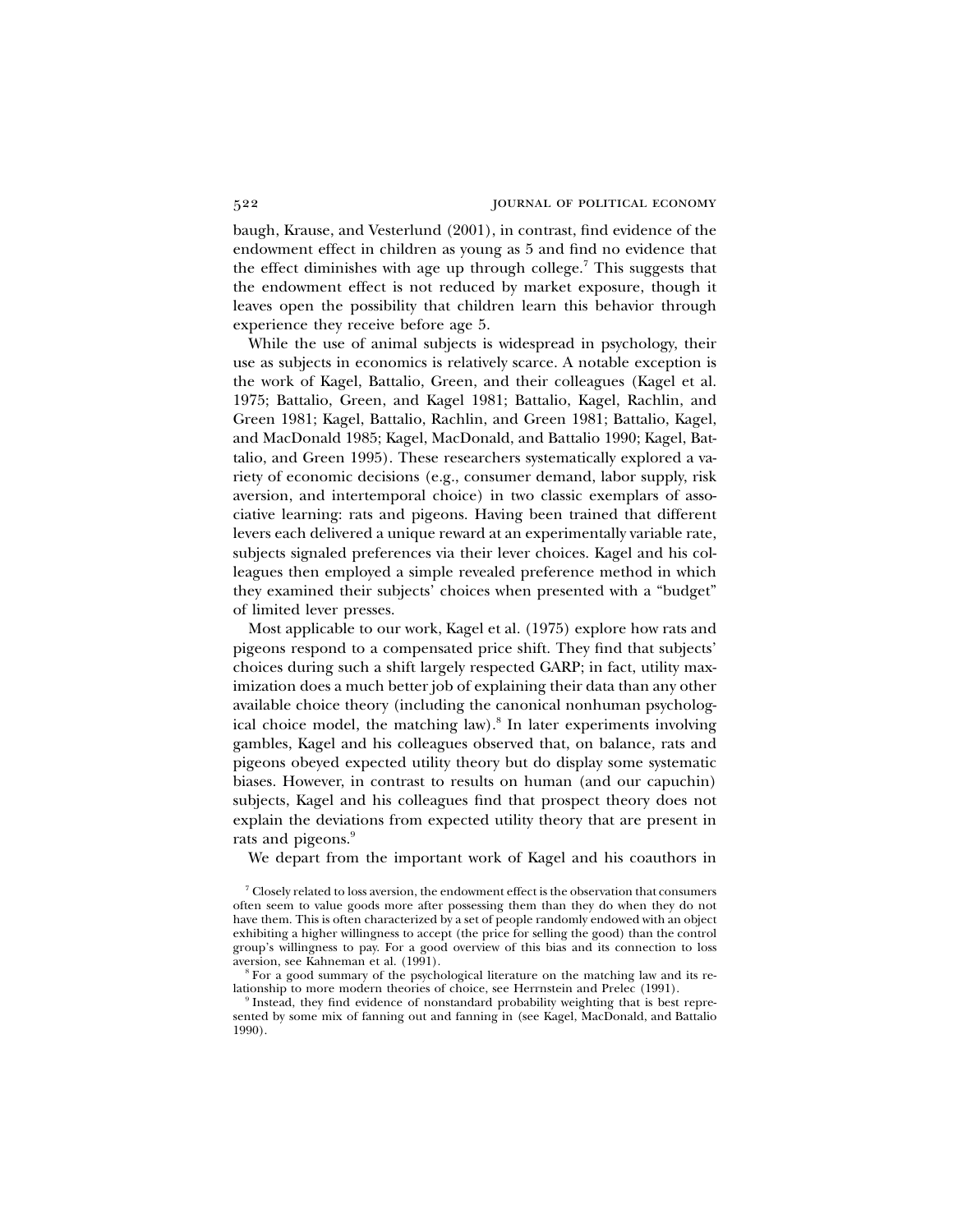baugh, Krause, and Vesterlund (2001), in contrast, find evidence of the endowment effect in children as young as 5 and find no evidence that the effect diminishes with age up through college.[7] This suggests that the endowment effect is not reduced by market exposure, though it leaves open the possibility that children learn this behavior through experience they receive before age 5.

While the use of animal subjects is widespread in psychology, their use as subjects in economics is relatively scarce. A notable exception is the work of Kagel, Battalio, Green, and their colleagues (Kagel et al. 1975; Battalio, Green, and Kagel 1981; Battalio, Kagel, Rachlin, and Green 1981; Kagel, Battalio, Rachlin, and Green 1981; Battalio, Kagel, and MacDonald 1985; Kagel, MacDonald, and Battalio 1990; Kagel, Battalio, and Green 1995). These researchers systematically explored a variety of economic decisions (e.g., consumer demand, labor supply, risk aversion, and intertemporal choice) in two classic exemplars of associative learning: rats and pigeons. Having been trained that different levers each delivered a unique reward at an experimentally variable rate, subjects signaled preferences via their lever choices. Kagel and his colleagues then employed a simple revealed preference method in which they examined their subjects' choices when presented with a "budget" of limited lever presses.

Most applicable to our work, Kagel et al. (1975) explore how rats and pigeons respond to a compensated price shift. They find that subjects' choices during such a shift largely respected GARP; in fact, utility maximization does a much better job of explaining their data than any other available choice theory (including the canonical nonhuman psychological choice model, the matching law).[8] In later experiments involving gambles, Kagel and his colleagues observed that, on balance, rats and pigeons obeyed expected utility theory but do display some systematic biases. However, in contrast to results on human (and our capuchin) subjects, Kagel and his colleagues find that prospect theory does not explain the deviations from expected utility theory that are present in rats and pigeons.[9]

We depart from the important work of Kagel and his coauthors in

[7] Closely related to loss aversion, the endowment effect is the observation that consumers often seem to value goods more after possessing them than they do when they do not have them. This is often characterized by a set of people randomly endowed with an object exhibiting a higher willingness to accept (the price for selling the good) than the control group's willingness to pay. For a good overview of this bias and its connection to loss aversion, see Kahneman et al. (1991).

[8] For a good summary of the psychological literature on the matching law and its relationship to more modern theories of choice, see Herrnstein and Prelec (1991).

[9] Instead, they find evidence of nonstandard probability weighting that is best represented by some mix of fanning out and fanning in (see Kagel, MacDonald, and Battalio 1990).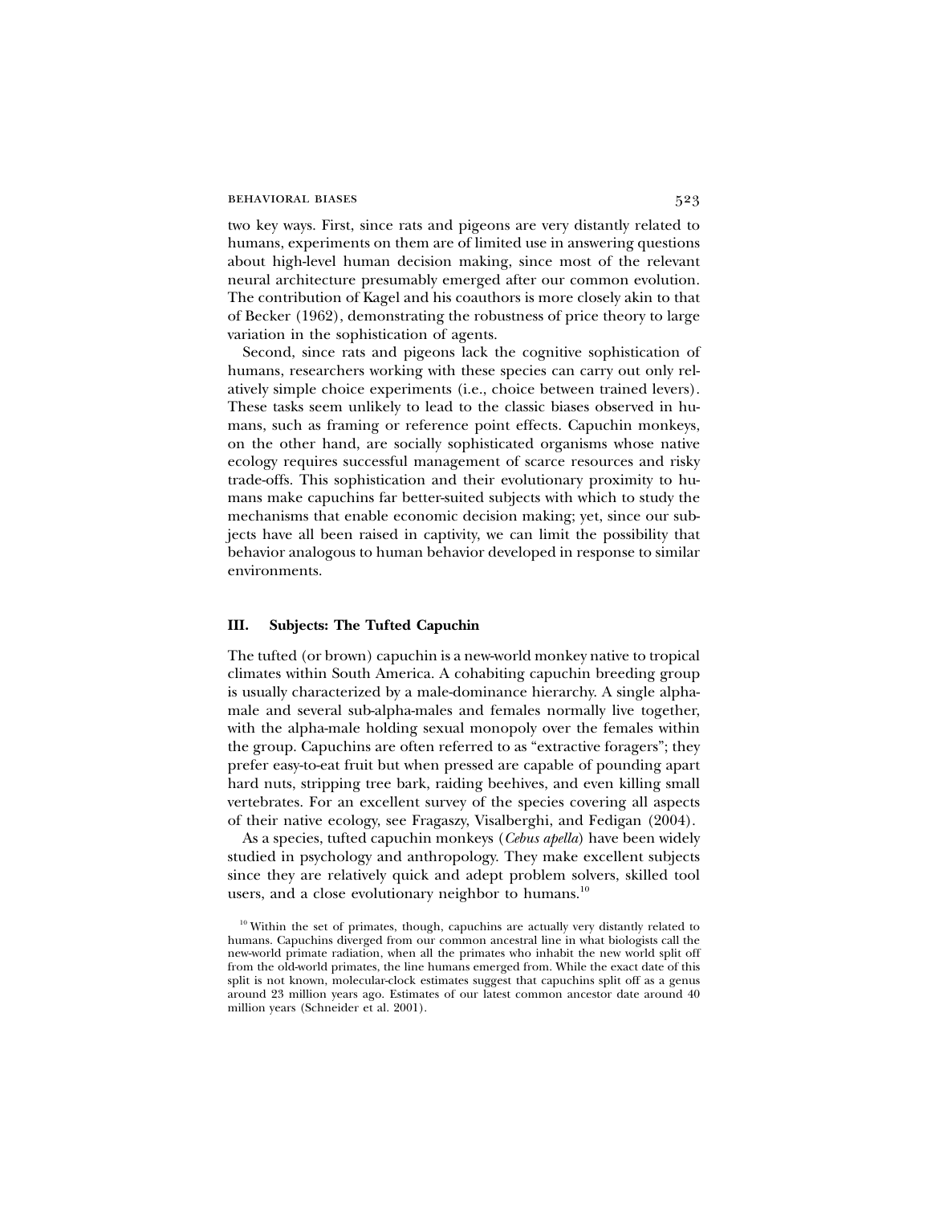two key ways. First, since rats and pigeons are very distantly related to humans, experiments on them are of limited use in answering questions about high-level human decision making, since most of the relevant neural architecture presumably emerged after our common evolution. The contribution of Kagel and his coauthors is more closely akin to that of Becker (1962), demonstrating the robustness of price theory to large variation in the sophistication of agents.

Second, since rats and pigeons lack the cognitive sophistication of humans, researchers working with these species can carry out only relatively simple choice experiments (i.e., choice between trained levers). These tasks seem unlikely to lead to the classic biases observed in humans, such as framing or reference point effects. Capuchin monkeys, on the other hand, are socially sophisticated organisms whose native ecology requires successful management of scarce resources and risky trade-offs. This sophistication and their evolutionary proximity to humans make capuchins far better-suited subjects with which to study the mechanisms that enable economic decision making; yet, since our subjects have all been raised in captivity, we can limit the possibility that behavior analogous to human behavior developed in response to similar environments.

## III. Subjects: The Tufted Capuchin

The tufted (or brown) capuchin is a new-world monkey native to tropical climates within South America. A cohabiting capuchin breeding group is usually characterized by a male-dominance hierarchy. A single alpha-male and several sub-alpha-males and females normally live together, with the alpha-male holding sexual monopoly over the females within the group. Capuchins are often referred to as "extractive foragers"; they prefer easy-to-eat fruit but when pressed are capable of pounding apart hard nuts, stripping tree bark, raiding beehives, and even killing small vertebrates. For an excellent survey of the species covering all aspects of their native ecology, see Fragaszy, Visalberghi, and Fedigan (2004).

As a species, tufted capuchin monkeys (*Cebus apella*) have been widely studied in psychology and anthropology. They make excellent subjects since they are relatively quick and adept problem solvers, skilled tool users, and a close evolutionary neighbor to humans.[10]

[10] Within the set of primates, though, capuchins are actually very distantly related to humans. Capuchins diverged from our common ancestral line in what biologists call the new-world primate radiation, when all the primates who inhabit the new world split off from the old-world primates, the line humans emerged from. While the exact date of this split is not known, molecular-clock estimates suggest that capuchins split off as a genus around 23 million years ago. Estimates of our latest common ancestor date around 40 million years (Schneider et al. 2001).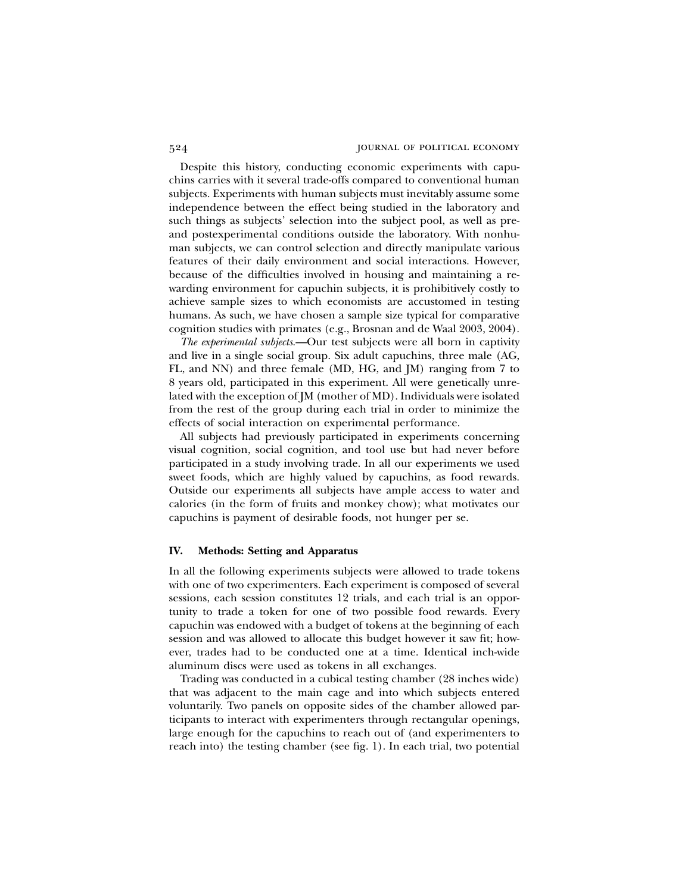Despite this history, conducting economic experiments with capuchins carries with it several trade-offs compared to conventional human subjects. Experiments with human subjects must inevitably assume some independence between the effect being studied in the laboratory and such things as subjects' selection into the subject pool, as well as pre- and postexperimental conditions outside the laboratory. With nonhuman subjects, we can control selection and directly manipulate various features of their daily environment and social interactions. However, because of the difficulties involved in housing and maintaining a rewarding environment for capuchin subjects, it is prohibitively costly to achieve sample sizes to which economists are accustomed in testing humans. As such, we have chosen a sample size typical for comparative cognition studies with primates (e.g., Brosnan and de Waal 2003, 2004).

*The experimental subjects.*—Our test subjects were all born in captivity and live in a single social group. Six adult capuchins, three male (AG, FL, and NN) and three female (MD, HG, and JM) ranging from 7 to 8 years old, participated in this experiment. All were genetically unrelated with the exception of JM (mother of MD). Individuals were isolated from the rest of the group during each trial in order to minimize the effects of social interaction on experimental performance.

All subjects had previously participated in experiments concerning visual cognition, social cognition, and tool use but had never before participated in a study involving trade. In all our experiments we used sweet foods, which are highly valued by capuchins, as food rewards. Outside our experiments all subjects have ample access to water and calories (in the form of fruits and monkey chow); what motivates our capuchins is payment of desirable foods, not hunger per se.

## IV. Methods: Setting and Apparatus

In all the following experiments subjects were allowed to trade tokens with one of two experimenters. Each experiment is composed of several sessions, each session constitutes 12 trials, and each trial is an opportunity to trade a token for one of two possible food rewards. Every capuchin was endowed with a budget of tokens at the beginning of each session and was allowed to allocate this budget however it saw fit; however, trades had to be conducted one at a time. Identical inch-wide aluminum discs were used as tokens in all exchanges.

Trading was conducted in a cubical testing chamber (28 inches wide) that was adjacent to the main cage and into which subjects entered voluntarily. Two panels on opposite sides of the chamber allowed participants to interact with experimenters through rectangular openings, large enough for the capuchins to reach out of (and experimenters to reach into) the testing chamber (see fig. 1). In each trial, two potential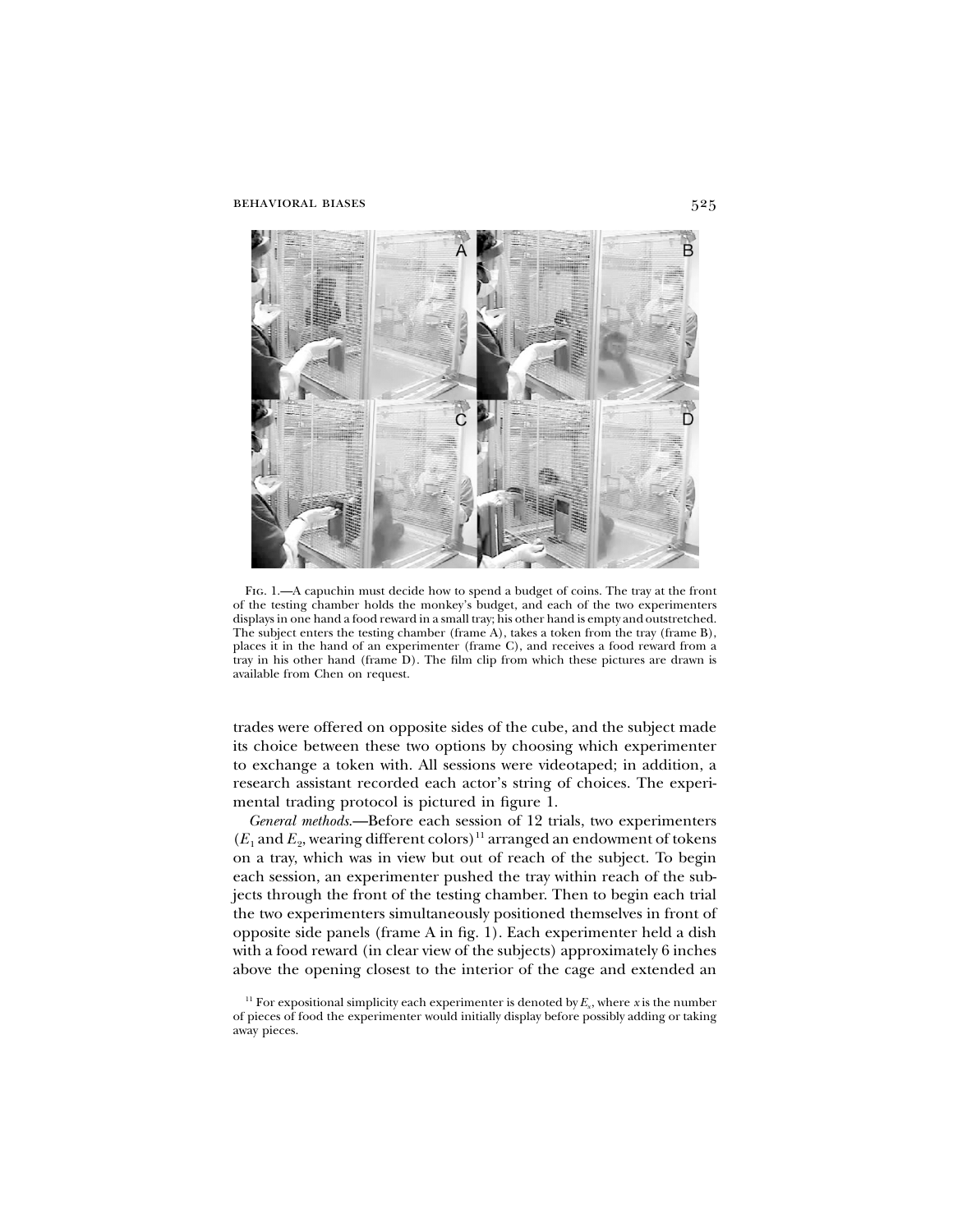Fig. 1.—A capuchin must decide how to spend a budget of coins. The tray at the front of the testing chamber holds the monkey's budget, and each of the two experimenters displays in one hand a food reward in a small tray; his other hand is empty and outstretched. The subject enters the testing chamber (frame A), takes a token from the tray (frame B), places it in the hand of an experimenter (frame C), and receives a food reward from a tray in his other hand (frame D). The film clip from which these pictures are drawn is available from Chen on request.

trades were offered on opposite sides of the cube, and the subject made its choice between these two options by choosing which experimenter to exchange a token with. All sessions were videotaped; in addition, a research assistant recorded each actor's string of choices. The experimental trading protocol is pictured in figure 1.

*General methods.*—Before each session of 12 trials, two experimenters ($E_1$ and $E_2$, wearing different colors)[11] arranged an endowment of tokens on a tray, which was in view but out of reach of the subject. To begin each session, an experimenter pushed the tray within reach of the subjects through the front of the testing chamber. Then to begin each trial the two experimenters simultaneously positioned themselves in front of opposite side panels (frame A in fig. 1). Each experimenter held a dish with a food reward (in clear view of the subjects) approximately 6 inches above the opening closest to the interior of the cage and extended an

[11] For expositional simplicity each experimenter is denoted by $E_x$, where $x$ is the number of pieces of food the experimenter would initially display before possibly adding or taking away pieces.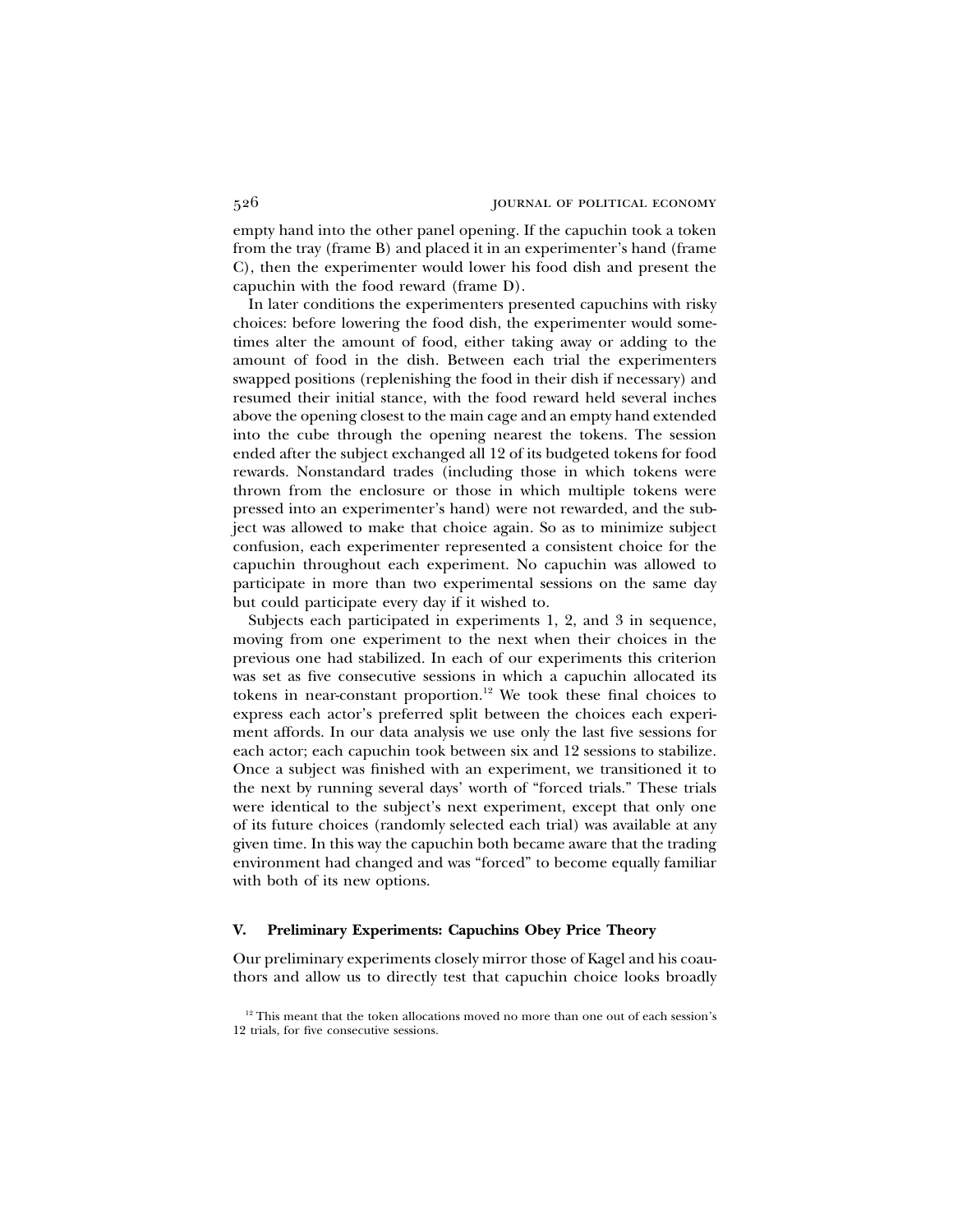empty hand into the other panel opening. If the capuchin took a token from the tray (frame B) and placed it in an experimenter's hand (frame C), then the experimenter would lower his food dish and present the capuchin with the food reward (frame D).

In later conditions the experimenters presented capuchins with risky choices: before lowering the food dish, the experimenter would sometimes alter the amount of food, either taking away or adding to the amount of food in the dish. Between each trial the experimenters swapped positions (replenishing the food in their dish if necessary) and resumed their initial stance, with the food reward held several inches above the opening closest to the main cage and an empty hand extended into the cube through the opening nearest the tokens. The session ended after the subject exchanged all 12 of its budgeted tokens for food rewards. Nonstandard trades (including those in which tokens were thrown from the enclosure or those in which multiple tokens were pressed into an experimenter's hand) were not rewarded, and the subject was allowed to make that choice again. So as to minimize subject confusion, each experimenter represented a consistent choice for the capuchin throughout each experiment. No capuchin was allowed to participate in more than two experimental sessions on the same day but could participate every day if it wished to.

Subjects each participated in experiments 1, 2, and 3 in sequence, moving from one experiment to the next when their choices in the previous one had stabilized. In each of our experiments this criterion was set as five consecutive sessions in which a capuchin allocated its tokens in near-constant proportion.[12] We took these final choices to express each actor's preferred split between the choices each experiment affords. In our data analysis we use only the last five sessions for each actor; each capuchin took between six and 12 sessions to stabilize. Once a subject was finished with an experiment, we transitioned it to the next by running several days' worth of "forced trials." These trials were identical to the subject's next experiment, except that only one of its future choices (randomly selected each trial) was available at any given time. In this way the capuchin both became aware that the trading environment had changed and was "forced" to become equally familiar with both of its new options.

## V. Preliminary Experiments: Capuchins Obey Price Theory

Our preliminary experiments closely mirror those of Kagel and his coauthors and allow us to directly test that capuchin choice looks broadly

[12] This meant that the token allocations moved no more than one out of each session's 12 trials, for five consecutive sessions.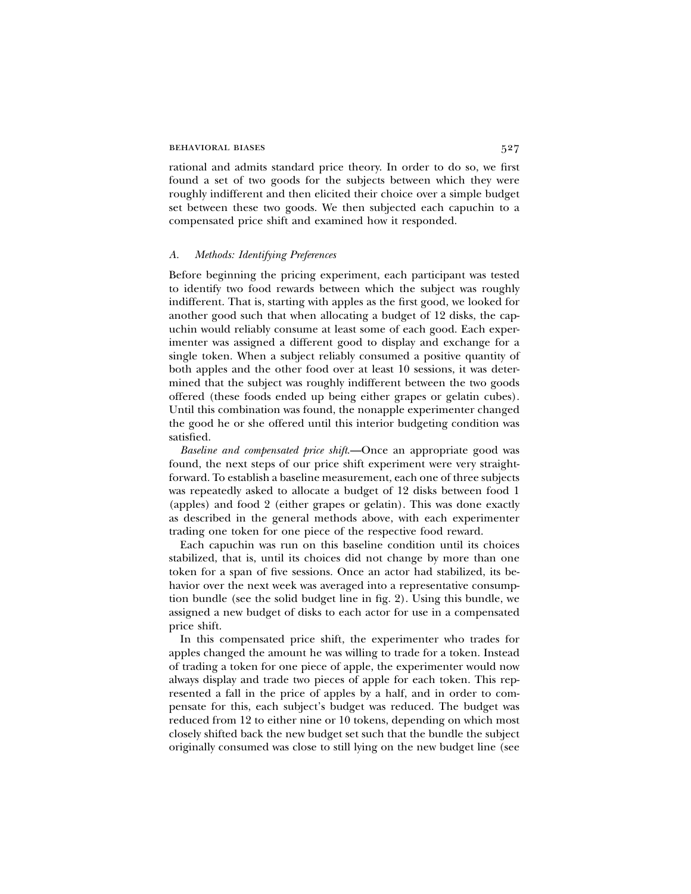rational and admits standard price theory. In order to do so, we first found a set of two goods for the subjects between which they were roughly indifferent and then elicited their choice over a simple budget set between these two goods. We then subjected each capuchin to a compensated price shift and examined how it responded.

### A. *Methods: Identifying Preferences*

Before beginning the pricing experiment, each participant was tested to identify two food rewards between which the subject was roughly indifferent. That is, starting with apples as the first good, we looked for another good such that when allocating a budget of 12 disks, the capuchin would reliably consume at least some of each good. Each experimenter was assigned a different good to display and exchange for a single token. When a subject reliably consumed a positive quantity of both apples and the other food over at least 10 sessions, it was determined that the subject was roughly indifferent between the two goods offered (these foods ended up being either grapes or gelatin cubes). Until this combination was found, the nonapple experimenter changed the good he or she offered until this interior budgeting condition was satisfied.

*Baseline and compensated price shift.*—Once an appropriate good was found, the next steps of our price shift experiment were very straightforward. To establish a baseline measurement, each one of three subjects was repeatedly asked to allocate a budget of 12 disks between food 1 (apples) and food 2 (either grapes or gelatin). This was done exactly as described in the general methods above, with each experimenter trading one token for one piece of the respective food reward.

Each capuchin was run on this baseline condition until its choices stabilized, that is, until its choices did not change by more than one token for a span of five sessions. Once an actor had stabilized, its behavior over the next week was averaged into a representative consumption bundle (see the solid budget line in fig. 2). Using this bundle, we assigned a new budget of disks to each actor for use in a compensated price shift.

In this compensated price shift, the experimenter who trades for apples changed the amount he was willing to trade for a token. Instead of trading a token for one piece of apple, the experimenter would now always display and trade two pieces of apple for each token. This represented a fall in the price of apples by a half, and in order to compensate for this, each subject's budget was reduced. The budget was reduced from 12 to either nine or 10 tokens, depending on which most closely shifted back the new budget set such that the bundle the subject originally consumed was close to still lying on the new budget line (see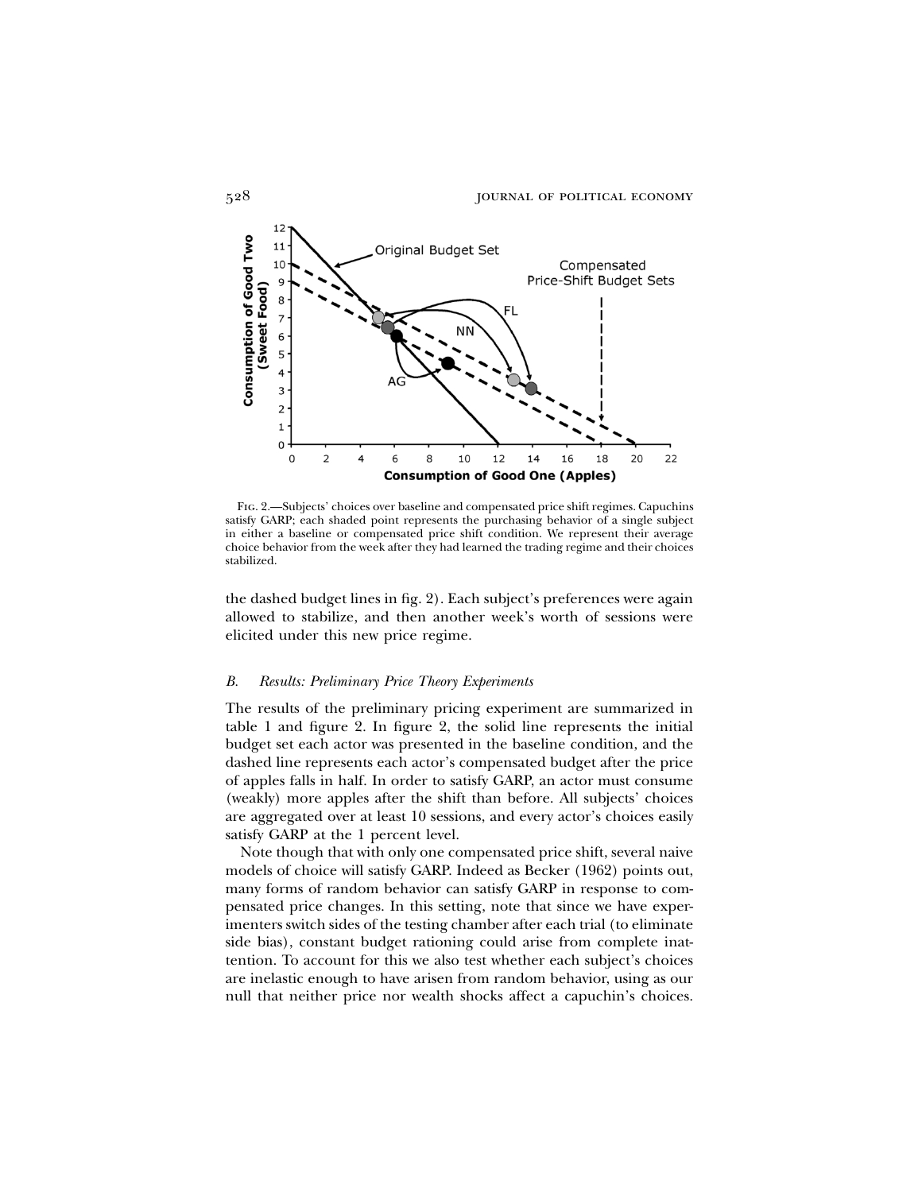Fig. 2.—Subjects' choices over baseline and compensated price shift regimes. Capuchins satisfy GARP; each shaded point represents the purchasing behavior of a single subject in either a baseline or compensated price shift condition. We represent their average choice behavior from the week after they had learned the trading regime and their choices stabilized.

the dashed budget lines in fig. 2). Each subject's preferences were again allowed to stabilize, and then another week's worth of sessions were elicited under this new price regime.

### *B. Results: Preliminary Price Theory Experiments*

The results of the preliminary pricing experiment are summarized in table 1 and figure 2. In figure 2, the solid line represents the initial budget set each actor was presented in the baseline condition, and the dashed line represents each actor's compensated budget after the price of apples falls in half. In order to satisfy GARP, an actor must consume (weakly) more apples after the shift than before. All subjects' choices are aggregated over at least 10 sessions, and every actor's choices easily satisfy GARP at the 1 percent level.

Note though that with only one compensated price shift, several naive models of choice will satisfy GARP. Indeed as Becker (1962) points out, many forms of random behavior can satisfy GARP in response to compensated price changes. In this setting, note that since we have experimenters switch sides of the testing chamber after each trial (to eliminate side bias), constant budget rationing could arise from complete inattention. To account for this we also test whether each subject's choices are inelastic enough to have arisen from random behavior, using as our null that neither price nor wealth shocks affect a capuchin's choices.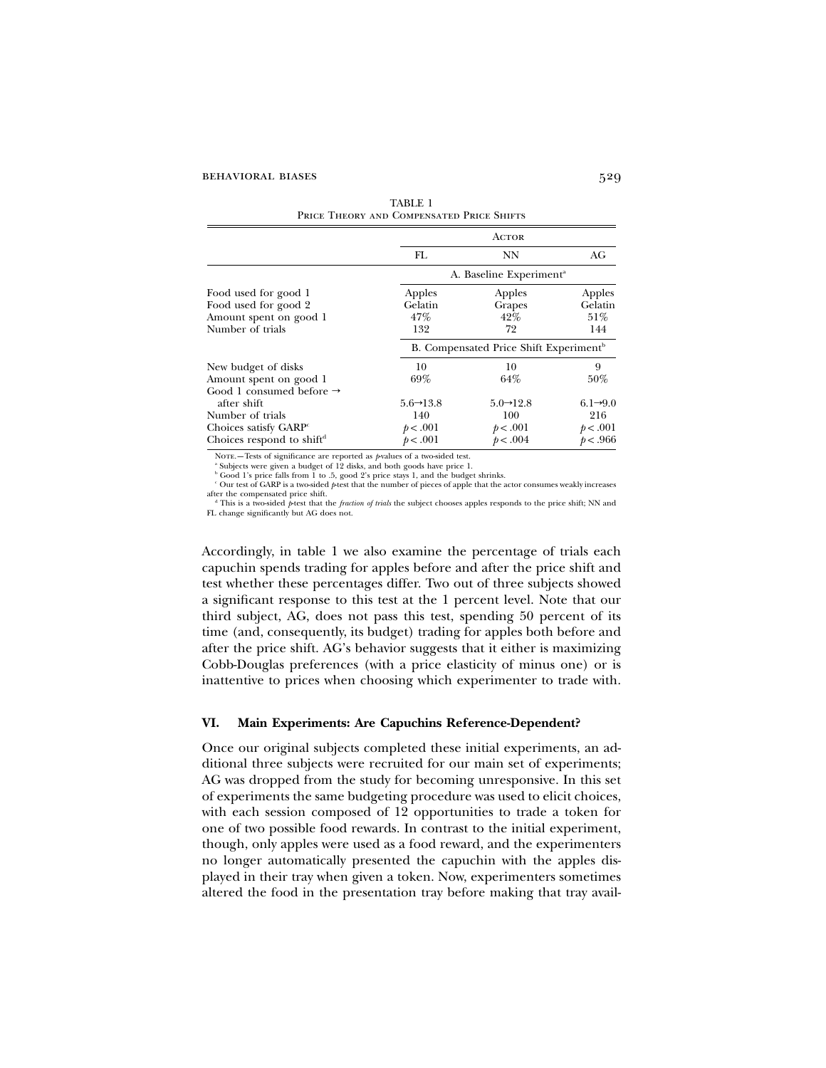TABLE 1
Price Theory and Compensated Price Shifts

| | Actor | | |
|---|---|---|---|
| | FL | NN | AG |
| | A. Baseline Experiment[a] | | |
| Food used for good 1 | Apples | Apples | Apples |
| Food used for good 2 | Gelatin | Grapes | Gelatin |
| Amount spent on good 1 | 47% | 42% | 51% |
| Number of trials | 132 | 72 | 144 |
| | B. Compensated Price Shift Experiment[b] | | |
| New budget of disks | 10 | 10 | 9 |
| Amount spent on good 1 | 69% | 64% | 50% |
| Good 1 consumed before → after shift | 5.6→13.8 | 5.0→12.8 | 6.1→9.0 |
| Number of trials | 140 | 100 | 216 |
| Choices satisfy GARP[c] | $p < .001$ | $p < .001$ | $p < .001$ |
| Choices respond to shift[d] | $p < .001$ | $p < .004$ | $p < .966$ |

Note.—Tests of significance are reported as $p$-values of a two-sided test.
[a] Subjects were given a budget of 12 disks, and both goods have price 1.
[b] Good 1's price falls from 1 to .5, good 2's price stays 1, and the budget shrinks.
[c] Our test of GARP is a two-sided $p$-test that the number of pieces of apple that the actor consumes weakly increases after the compensated price shift.
[d] This is a two-sided $p$-test that the *fraction of trials* the subject chooses apples responds to the price shift; NN and FL change significantly but AG does not.

Accordingly, in table 1 we also examine the percentage of trials each capuchin spends trading for apples before and after the price shift and test whether these percentages differ. Two out of three subjects showed a significant response to this test at the 1 percent level. Note that our third subject, AG, does not pass this test, spending 50 percent of its time (and, consequently, its budget) trading for apples both before and after the price shift. AG's behavior suggests that it either is maximizing Cobb-Douglas preferences (with a price elasticity of minus one) or is inattentive to prices when choosing which experimenter to trade with.

## VI. Main Experiments: Are Capuchins Reference-Dependent?

Once our original subjects completed these initial experiments, an additional three subjects were recruited for our main set of experiments; AG was dropped from the study for becoming unresponsive. In this set of experiments the same budgeting procedure was used to elicit choices, with each session composed of 12 opportunities to trade a token for one of two possible food rewards. In contrast to the initial experiment, though, only apples were used as a food reward, and the experimenters no longer automatically presented the capuchin with the apples displayed in their tray when given a token. Now, experimenters sometimes altered the food in the presentation tray before making that tray avail-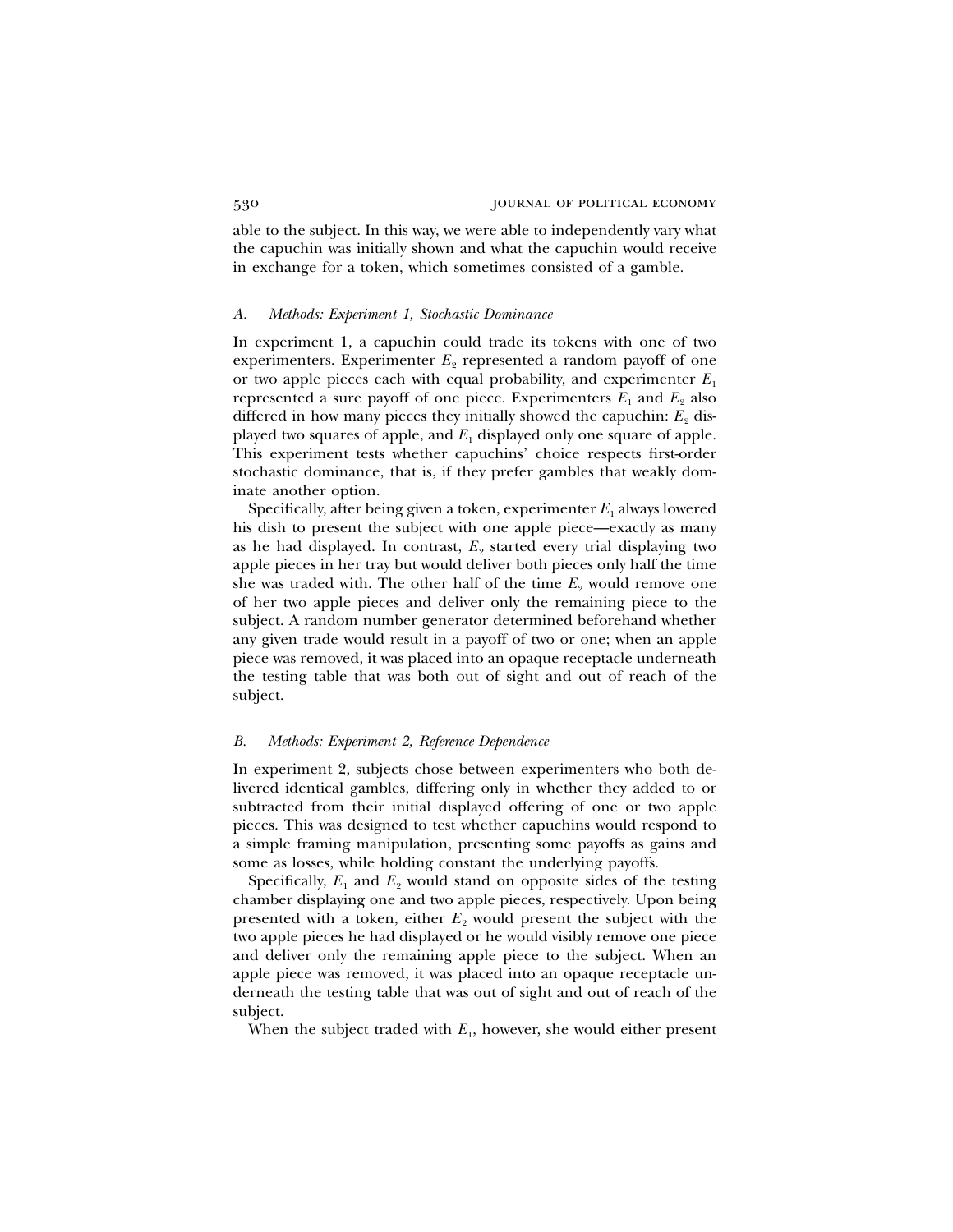able to the subject. In this way, we were able to independently vary what the capuchin was initially shown and what the capuchin would receive in exchange for a token, which sometimes consisted of a gamble.

### *A. Methods: Experiment 1, Stochastic Dominance*

In experiment 1, a capuchin could trade its tokens with one of two experimenters. Experimenter $E_2$ represented a random payoff of one or two apple pieces each with equal probability, and experimenter $E_1$ represented a sure payoff of one piece. Experimenters $E_1$ and $E_2$ also differed in how many pieces they initially showed the capuchin: $E_2$ displayed two squares of apple, and $E_1$ displayed only one square of apple. This experiment tests whether capuchins' choice respects first-order stochastic dominance, that is, if they prefer gambles that weakly dominate another option.

Specifically, after being given a token, experimenter $E_1$ always lowered his dish to present the subject with one apple piece—exactly as many as he had displayed. In contrast, $E_2$ started every trial displaying two apple pieces in her tray but would deliver both pieces only half the time she was traded with. The other half of the time $E_2$ would remove one of her two apple pieces and deliver only the remaining piece to the subject. A random number generator determined beforehand whether any given trade would result in a payoff of two or one; when an apple piece was removed, it was placed into an opaque receptacle underneath the testing table that was both out of sight and out of reach of the subject.

### *B. Methods: Experiment 2, Reference Dependence*

In experiment 2, subjects chose between experimenters who both delivered identical gambles, differing only in whether they added to or subtracted from their initial displayed offering of one or two apple pieces. This was designed to test whether capuchins would respond to a simple framing manipulation, presenting some payoffs as gains and some as losses, while holding constant the underlying payoffs.

Specifically, $E_1$ and $E_2$ would stand on opposite sides of the testing chamber displaying one and two apple pieces, respectively. Upon being presented with a token, either $E_2$ would present the subject with the two apple pieces he had displayed or he would visibly remove one piece and deliver only the remaining apple piece to the subject. When an apple piece was removed, it was placed into an opaque receptacle underneath the testing table that was out of sight and out of reach of the subject.

When the subject traded with $E_1$, however, she would either present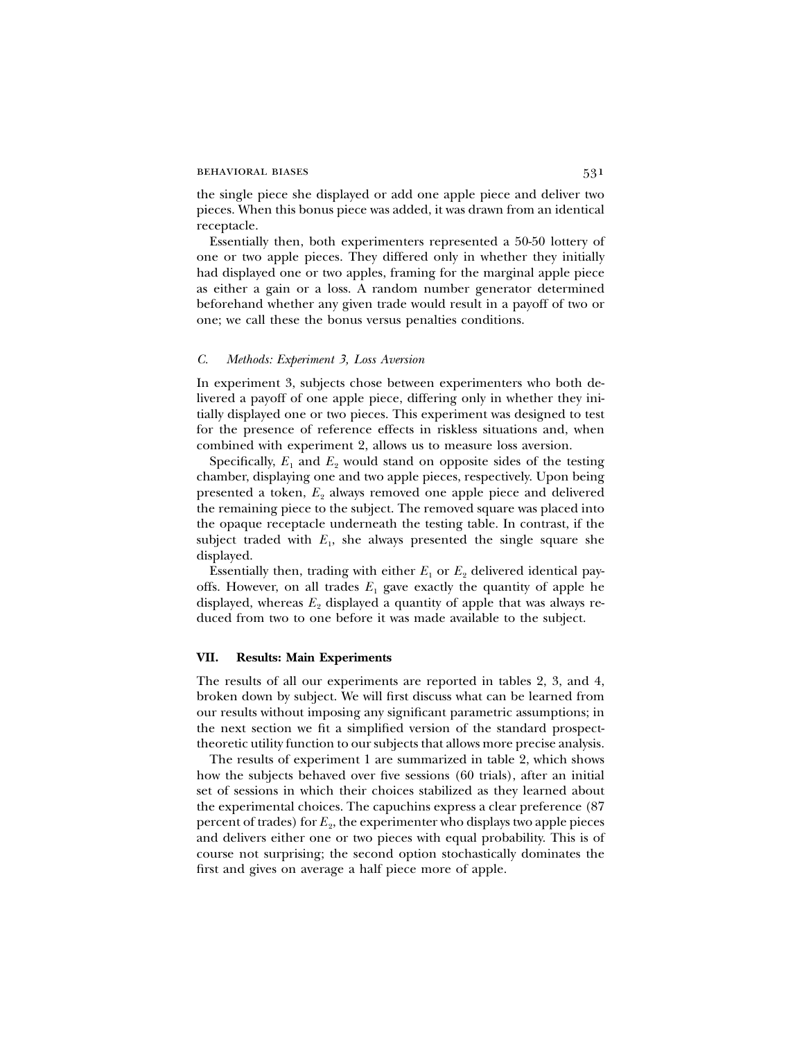the single piece she displayed or add one apple piece and deliver two pieces. When this bonus piece was added, it was drawn from an identical receptacle.

Essentially then, both experimenters represented a 50-50 lottery of one or two apple pieces. They differed only in whether they initially had displayed one or two apples, framing for the marginal apple piece as either a gain or a loss. A random number generator determined beforehand whether any given trade would result in a payoff of two or one; we call these the bonus versus penalties conditions.

### *C. Methods: Experiment 3, Loss Aversion*

In experiment 3, subjects chose between experimenters who both delivered a payoff of one apple piece, differing only in whether they initially displayed one or two pieces. This experiment was designed to test for the presence of reference effects in riskless situations and, when combined with experiment 2, allows us to measure loss aversion.

Specifically, $E_1$ and $E_2$ would stand on opposite sides of the testing chamber, displaying one and two apple pieces, respectively. Upon being presented a token, $E_2$ always removed one apple piece and delivered the remaining piece to the subject. The removed square was placed into the opaque receptacle underneath the testing table. In contrast, if the subject traded with $E_1$, she always presented the single square she displayed.

Essentially then, trading with either $E_1$ or $E_2$ delivered identical payoffs. However, on all trades $E_1$ gave exactly the quantity of apple he displayed, whereas $E_2$ displayed a quantity of apple that was always reduced from two to one before it was made available to the subject.

## VII. Results: Main Experiments

The results of all our experiments are reported in tables 2, 3, and 4, broken down by subject. We will first discuss what can be learned from our results without imposing any significant parametric assumptions; in the next section we fit a simplified version of the standard prospect-theoretic utility function to our subjects that allows more precise analysis.

The results of experiment 1 are summarized in table 2, which shows how the subjects behaved over five sessions (60 trials), after an initial set of sessions in which their choices stabilized as they learned about the experimental choices. The capuchins express a clear preference (87 percent of trades) for $E_2$, the experimenter who displays two apple pieces and delivers either one or two pieces with equal probability. This is of course not surprising; the second option stochastically dominates the first and gives on average a half piece more of apple.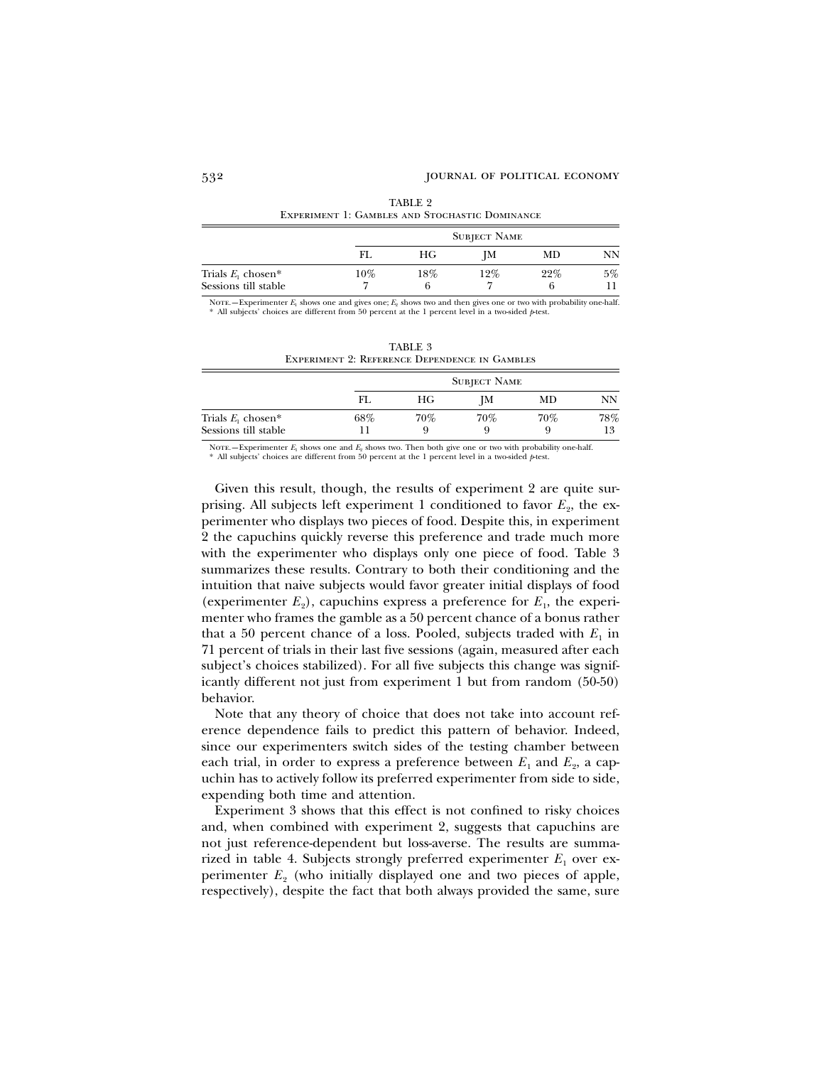TABLE 2

Experiment 1: Gambles and Stochastic Dominance

| | Subject Name | | | | |
|---|---|---|---|---|---|
| | FL | HG | JM | MD | NN |
| Trials $E_1$ chosen* | 10% | 18% | 12% | 22% | 5% |
| Sessions till stable | 7 | 6 | 7 | 6 | 11 |

Note.—Experimenter $E_1$ shows one and gives one; $E_2$ shows two and then gives one or two with probability one-half.
* All subjects' choices are different from 50 percent at the 1 percent level in a two-sided $p$-test.

TABLE 3

Experiment 2: Reference Dependence in Gambles

| | Subject Name | | | | |
|---|---|---|---|---|---|
| | FL | HG | JM | MD | NN |
| Trials $E_1$ chosen* | 68% | 70% | 70% | 70% | 78% |
| Sessions till stable | 11 | 9 | 9 | 9 | 13 |

Note.—Experimenter $E_1$ shows one and $E_2$ shows two. Then both give one or two with probability one-half.
* All subjects' choices are different from 50 percent at the 1 percent level in a two-sided $p$-test.

Given this result, though, the results of experiment 2 are quite surprising. All subjects left experiment 1 conditioned to favor $E_2$, the experimenter who displays two pieces of food. Despite this, in experiment 2 the capuchins quickly reverse this preference and trade much more with the experimenter who displays only one piece of food. Table 3 summarizes these results. Contrary to both their conditioning and the intuition that naive subjects would favor greater initial displays of food (experimenter $E_2$), capuchins express a preference for $E_1$, the experimenter who frames the gamble as a 50 percent chance of a bonus rather that a 50 percent chance of a loss. Pooled, subjects traded with $E_1$ in 71 percent of trials in their last five sessions (again, measured after each subject's choices stabilized). For all five subjects this change was significantly different not just from experiment 1 but from random (50-50) behavior.

Note that any theory of choice that does not take into account reference dependence fails to predict this pattern of behavior. Indeed, since our experimenters switch sides of the testing chamber between each trial, in order to express a preference between $E_1$ and $E_2$, a capuchin has to actively follow its preferred experimenter from side to side, expending both time and attention.

Experiment 3 shows that this effect is not confined to risky choices and, when combined with experiment 2, suggests that capuchins are not just reference-dependent but loss-averse. The results are summarized in table 4. Subjects strongly preferred experimenter $E_1$ over experimenter $E_2$ (who initially displayed one and two pieces of apple, respectively), despite the fact that both always provided the same, sure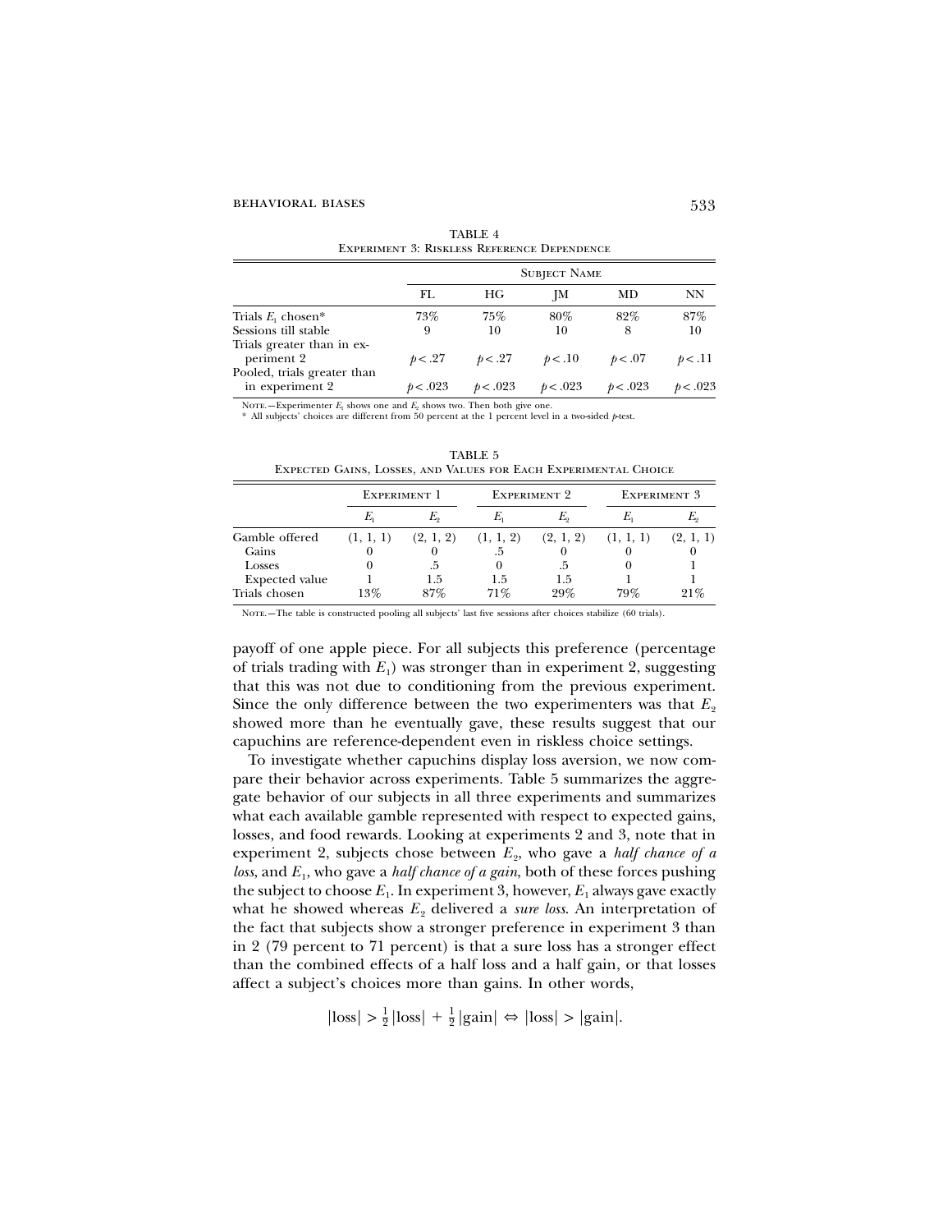TABLE 4
Experiment 3: Riskless Reference Dependence

| | Subject Name | | | | |
|---|---|---|---|---|---|
| | FL | HG | JM | MD | NN |
| Trials $E_1$ chosen* | 73% | 75% | 80% | 82% | 87% |
| Sessions till stable | 9 | 10 | 10 | 8 | 10 |
| Trials greater than in experiment 2 | $p < .27$ | $p < .27$ | $p < .10$ | $p < .07$ | $p < .11$ |
| Pooled, trials greater than in experiment 2 | $p < .023$ | $p < .023$ | $p < .023$ | $p < .023$ | $p < .023$ |

Note.—Experimenter $E_1$ shows one and $E_2$ shows two. Then both give one.
* All subjects' choices are different from 50 percent at the 1 percent level in a two-sided $p$-test.

TABLE 5
Expected Gains, Losses, and Values for Each Experimental Choice

| | Experiment 1 | | Experiment 2 | | Experiment 3 | |
|---|---|---|---|---|---|---|
| | $E_1$ | $E_2$ | $E_1$ | $E_2$ | $E_1$ | $E_2$ |
| Gamble offered | (1, 1, 1) | (2, 1, 2) | (1, 1, 2) | (2, 1, 2) | (1, 1, 1) | (2, 1, 1) |
| Gains | 0 | 0 | .5 | 0 | 0 | 0 |
| Losses | 0 | .5 | 0 | .5 | 0 | 1 |
| Expected value | 1 | 1.5 | 1.5 | 1.5 | 1 | 1 |
| Trials chosen | 13% | 87% | 71% | 29% | 79% | 21% |

Note.—The table is constructed pooling all subjects' last five sessions after choices stabilize (60 trials).

payoff of one apple piece. For all subjects this preference (percentage of trials trading with $E_1$) was stronger than in experiment 2, suggesting that this was not due to conditioning from the previous experiment. Since the only difference between the two experimenters was that $E_2$ showed more than he eventually gave, these results suggest that our capuchins are reference-dependent even in riskless choice settings.

To investigate whether capuchins display loss aversion, we now compare their behavior across experiments. Table 5 summarizes the aggregate behavior of our subjects in all three experiments and summarizes what each available gamble represented with respect to expected gains, losses, and food rewards. Looking at experiments 2 and 3, note that in experiment 2, subjects chose between $E_2$, who gave a *half chance of a loss*, and $E_1$, who gave a *half chance of a gain*, both of these forces pushing the subject to choose $E_1$. In experiment 3, however, $E_1$ always gave exactly what he showed whereas $E_2$ delivered a *sure loss*. An interpretation of the fact that subjects show a stronger preference in experiment 3 than in 2 (79 percent to 71 percent) is that a sure loss has a stronger effect than the combined effects of a half loss and a half gain, or that losses affect a subject's choices more than gains. In other words,

$$|\text{loss}| > \tfrac{1}{2}|\text{loss}| + \tfrac{1}{2}|\text{gain}| \Leftrightarrow |\text{loss}| > |\text{gain}|.$$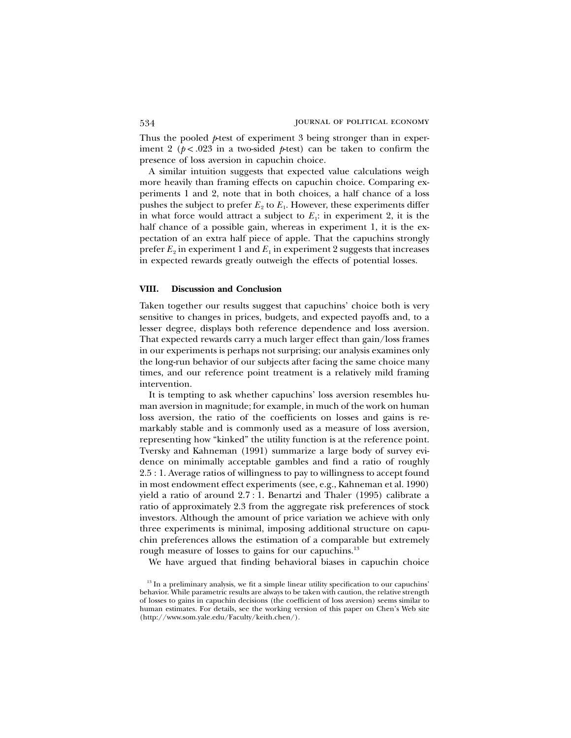Thus the pooled *p*-test of experiment 3 being stronger than in experiment 2 ($p < .023$ in a two-sided *p*-test) can be taken to confirm the presence of loss aversion in capuchin choice.

A similar intuition suggests that expected value calculations weigh more heavily than framing effects on capuchin choice. Comparing experiments 1 and 2, note that in both choices, a half chance of a loss pushes the subject to prefer $E_2$ to $E_1$. However, these experiments differ in what force would attract a subject to $E_1$: in experiment 2, it is the half chance of a possible gain, whereas in experiment 1, it is the expectation of an extra half piece of apple. That the capuchins strongly prefer $E_2$ in experiment 1 and $E_1$ in experiment 2 suggests that increases in expected rewards greatly outweigh the effects of potential losses.

## VIII. Discussion and Conclusion

Taken together our results suggest that capuchins' choice both is very sensitive to changes in prices, budgets, and expected payoffs and, to a lesser degree, displays both reference dependence and loss aversion. That expected rewards carry a much larger effect than gain/loss frames in our experiments is perhaps not surprising; our analysis examines only the long-run behavior of our subjects after facing the same choice many times, and our reference point treatment is a relatively mild framing intervention.

It is tempting to ask whether capuchins' loss aversion resembles human aversion in magnitude; for example, in much of the work on human loss aversion, the ratio of the coefficients on losses and gains is remarkably stable and is commonly used as a measure of loss aversion, representing how "kinked" the utility function is at the reference point. Tversky and Kahneman (1991) summarize a large body of survey evidence on minimally acceptable gambles and find a ratio of roughly 2.5 : 1. Average ratios of willingness to pay to willingness to accept found in most endowment effect experiments (see, e.g., Kahneman et al. 1990) yield a ratio of around 2.7 : 1. Benartzi and Thaler (1995) calibrate a ratio of approximately 2.3 from the aggregate risk preferences of stock investors. Although the amount of price variation we achieve with only three experiments is minimal, imposing additional structure on capuchin preferences allows the estimation of a comparable but extremely rough measure of losses to gains for our capuchins.[13]

We have argued that finding behavioral biases in capuchin choice

[13] In a preliminary analysis, we fit a simple linear utility specification to our capuchins' behavior. While parametric results are always to be taken with caution, the relative strength of losses to gains in capuchin decisions (the coefficient of loss aversion) seems similar to human estimates. For details, see the working version of this paper on Chen's Web site (http://www.som.yale.edu/Faculty/keith.chen/).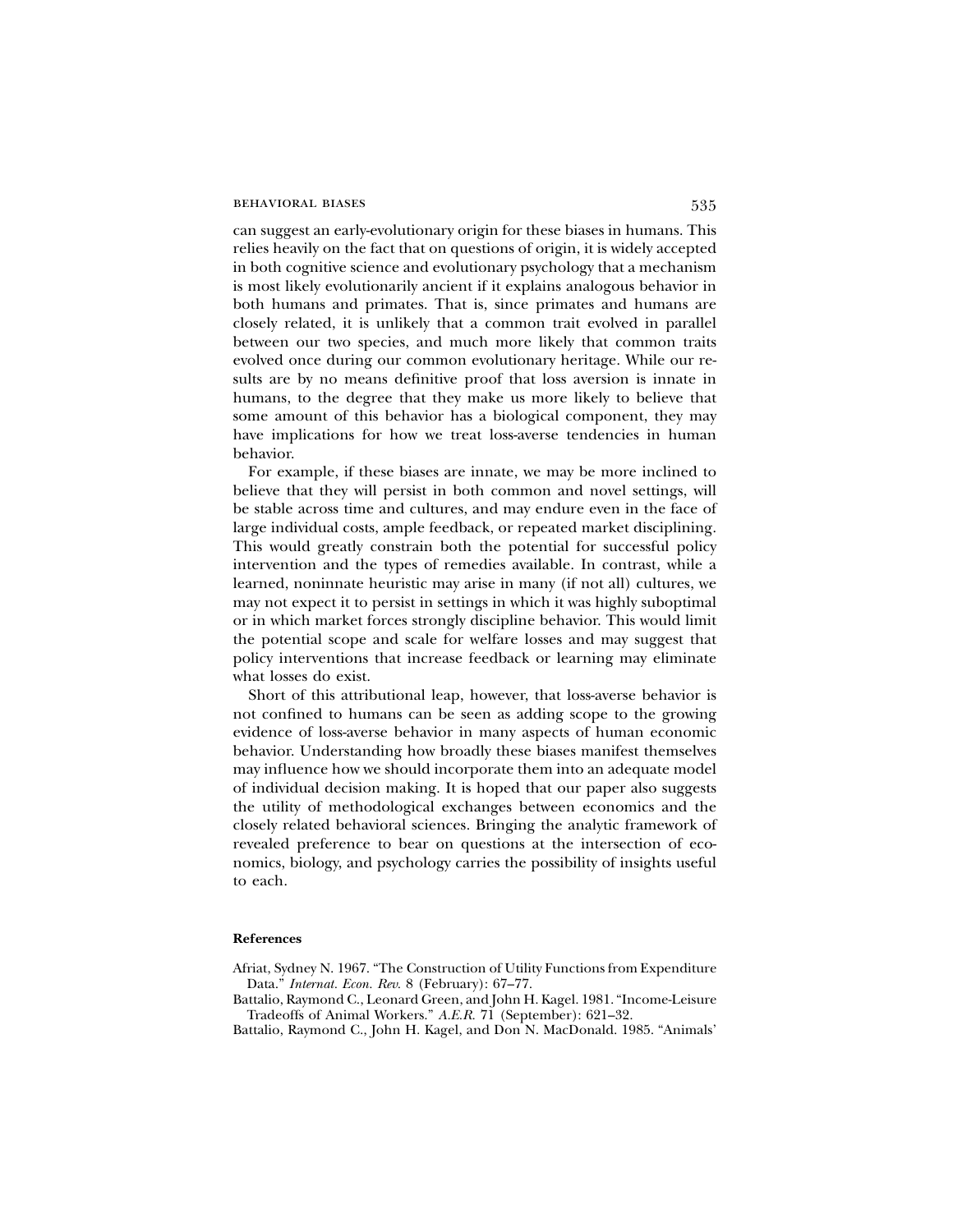can suggest an early-evolutionary origin for these biases in humans. This relies heavily on the fact that on questions of origin, it is widely accepted in both cognitive science and evolutionary psychology that a mechanism is most likely evolutionarily ancient if it explains analogous behavior in both humans and primates. That is, since primates and humans are closely related, it is unlikely that a common trait evolved in parallel between our two species, and much more likely that common traits evolved once during our common evolutionary heritage. While our results are by no means definitive proof that loss aversion is innate in humans, to the degree that they make us more likely to believe that some amount of this behavior has a biological component, they may have implications for how we treat loss-averse tendencies in human behavior.

For example, if these biases are innate, we may be more inclined to believe that they will persist in both common and novel settings, will be stable across time and cultures, and may endure even in the face of large individual costs, ample feedback, or repeated market disciplining. This would greatly constrain both the potential for successful policy intervention and the types of remedies available. In contrast, while a learned, noninnate heuristic may arise in many (if not all) cultures, we may not expect it to persist in settings in which it was highly suboptimal or in which market forces strongly discipline behavior. This would limit the potential scope and scale for welfare losses and may suggest that policy interventions that increase feedback or learning may eliminate what losses do exist.

Short of this attributional leap, however, that loss-averse behavior is not confined to humans can be seen as adding scope to the growing evidence of loss-averse behavior in many aspects of human economic behavior. Understanding how broadly these biases manifest themselves may influence how we should incorporate them into an adequate model of individual decision making. It is hoped that our paper also suggests the utility of methodological exchanges between economics and the closely related behavioral sciences. Bringing the analytic framework of revealed preference to bear on questions at the intersection of economics, biology, and psychology carries the possibility of insights useful to each.

### References

Afriat, Sydney N. 1967. "The Construction of Utility Functions from Expenditure Data." *Internat. Econ. Rev.* 8 (February): 67–77.

Battalio, Raymond C., Leonard Green, and John H. Kagel. 1981. "Income-Leisure Tradeoffs of Animal Workers." *A.E.R.* 71 (September): 621–32.

Battalio, Raymond C., John H. Kagel, and Don N. MacDonald. 1985. "Animals'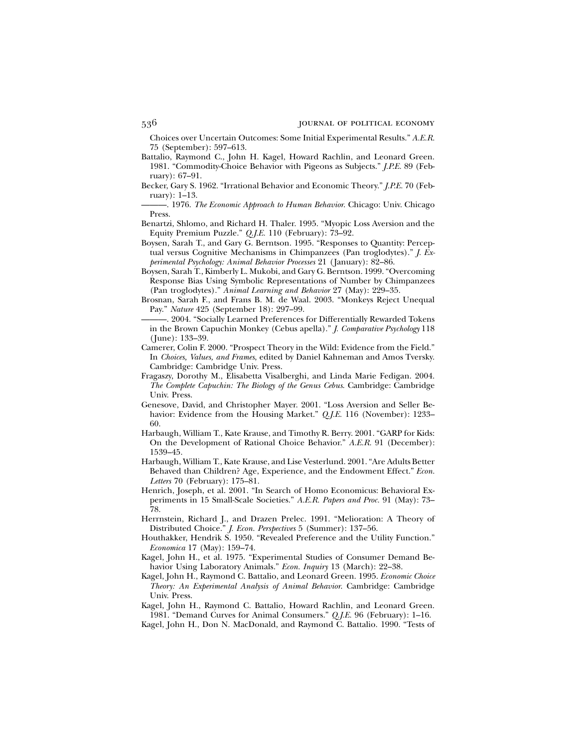Choices over Uncertain Outcomes: Some Initial Experimental Results." *A.E.R.* 75 (September): 597–613.

Battalio, Raymond C., John H. Kagel, Howard Rachlin, and Leonard Green. 1981. "Commodity-Choice Behavior with Pigeons as Subjects." *J.P.E.* 89 (February): 67–91.

Becker, Gary S. 1962. "Irrational Behavior and Economic Theory." *J.P.E.* 70 (February): 1–13.

———. 1976. *The Economic Approach to Human Behavior*. Chicago: Univ. Chicago Press.

Benartzi, Shlomo, and Richard H. Thaler. 1995. "Myopic Loss Aversion and the Equity Premium Puzzle." *Q.J.E.* 110 (February): 73–92.

Boysen, Sarah T., and Gary G. Berntson. 1995. "Responses to Quantity: Perceptual versus Cognitive Mechanisms in Chimpanzees (Pan troglodytes)." *J. Experimental Psychology: Animal Behavior Processes* 21 (January): 82–86.

Boysen, Sarah T., Kimberly L. Mukobi, and Gary G. Berntson. 1999. "Overcoming Response Bias Using Symbolic Representations of Number by Chimpanzees (Pan troglodytes)." *Animal Learning and Behavior* 27 (May): 229–35.

Brosnan, Sarah F., and Frans B. M. de Waal. 2003. "Monkeys Reject Unequal Pay." *Nature* 425 (September 18): 297–99.

———. 2004. "Socially Learned Preferences for Differentially Rewarded Tokens in the Brown Capuchin Monkey (Cebus apella)." *J. Comparative Psychology* 118 (June): 133–39.

Camerer, Colin F. 2000. "Prospect Theory in the Wild: Evidence from the Field." In *Choices, Values, and Frames*, edited by Daniel Kahneman and Amos Tversky. Cambridge: Cambridge Univ. Press.

Fragaszy, Dorothy M., Elisabetta Visalberghi, and Linda Marie Fedigan. 2004. *The Complete Capuchin: The Biology of the Genus Cebus*. Cambridge: Cambridge Univ. Press.

Genesove, David, and Christopher Mayer. 2001. "Loss Aversion and Seller Behavior: Evidence from the Housing Market." *Q.J.E.* 116 (November): 1233–60.

Harbaugh, William T., Kate Krause, and Timothy R. Berry. 2001. "GARP for Kids: On the Development of Rational Choice Behavior." *A.E.R.* 91 (December): 1539–45.

Harbaugh, William T., Kate Krause, and Lise Vesterlund. 2001. "Are Adults Better Behaved than Children? Age, Experience, and the Endowment Effect." *Econ. Letters* 70 (February): 175–81.

Henrich, Joseph, et al. 2001. "In Search of Homo Economicus: Behavioral Experiments in 15 Small-Scale Societies." *A.E.R. Papers and Proc.* 91 (May): 73–78.

Herrnstein, Richard J., and Drazen Prelec. 1991. "Melioration: A Theory of Distributed Choice." *J. Econ. Perspectives* 5 (Summer): 137–56.

Houthakker, Hendrik S. 1950. "Revealed Preference and the Utility Function." *Economica* 17 (May): 159–74.

Kagel, John H., et al. 1975. "Experimental Studies of Consumer Demand Behavior Using Laboratory Animals." *Econ. Inquiry* 13 (March): 22–38.

Kagel, John H., Raymond C. Battalio, and Leonard Green. 1995. *Economic Choice Theory: An Experimental Analysis of Animal Behavior*. Cambridge: Cambridge Univ. Press.

Kagel, John H., Raymond C. Battalio, Howard Rachlin, and Leonard Green. 1981. "Demand Curves for Animal Consumers." *Q.J.E.* 96 (February): 1–16.

Kagel, John H., Don N. MacDonald, and Raymond C. Battalio. 1990. "Tests of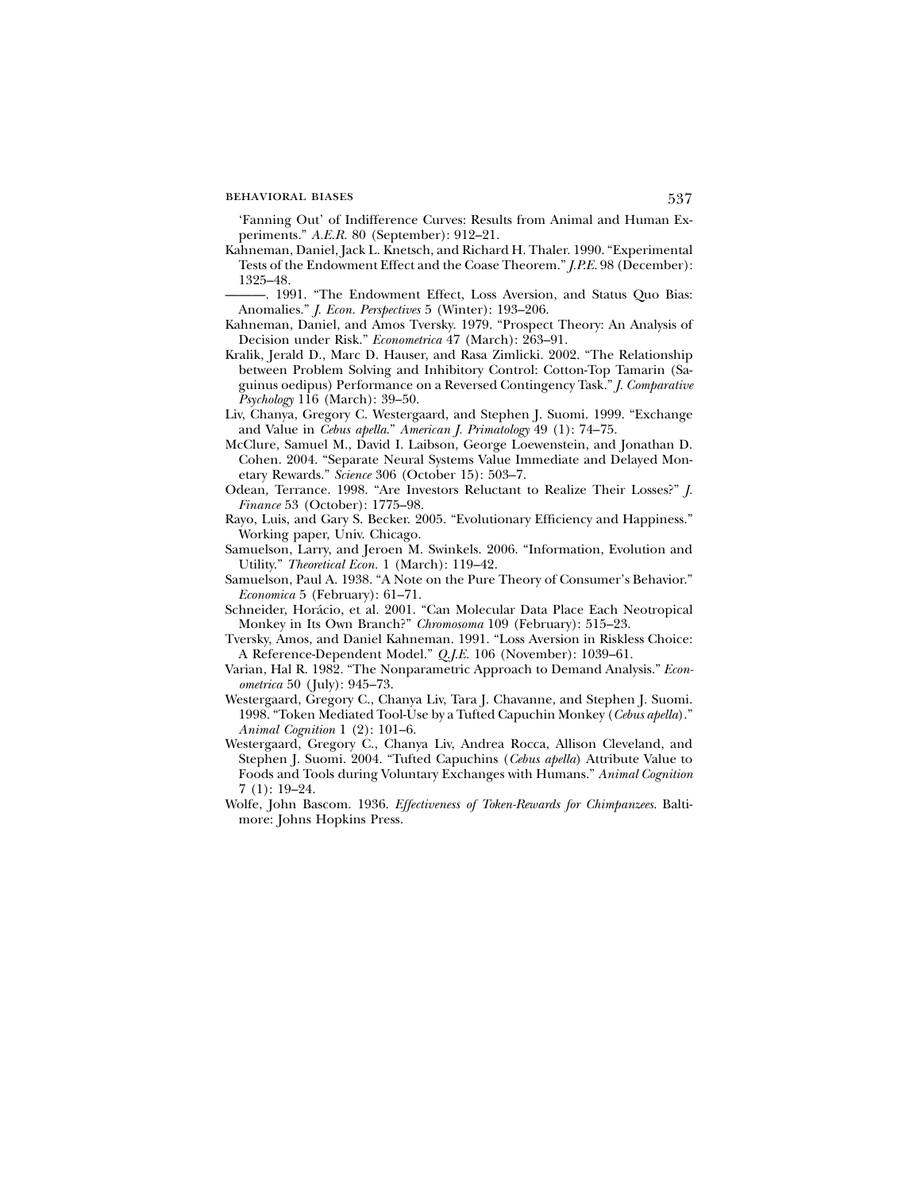'Fanning Out' of Indifference Curves: Results from Animal and Human Experiments." *A.E.R.* 80 (September): 912–21.

Kahneman, Daniel, Jack L. Knetsch, and Richard H. Thaler. 1990. "Experimental Tests of the Endowment Effect and the Coase Theorem." *J.P.E.* 98 (December): 1325–48.

———. 1991. "The Endowment Effect, Loss Aversion, and Status Quo Bias: Anomalies." *J. Econ. Perspectives* 5 (Winter): 193–206.

Kahneman, Daniel, and Amos Tversky. 1979. "Prospect Theory: An Analysis of Decision under Risk." *Econometrica* 47 (March): 263–91.

Kralik, Jerald D., Marc D. Hauser, and Rasa Zimlicki. 2002. "The Relationship between Problem Solving and Inhibitory Control: Cotton-Top Tamarin (Saguinus oedipus) Performance on a Reversed Contingency Task." *J. Comparative Psychology* 116 (March): 39–50.

Liv, Chanya, Gregory C. Westergaard, and Stephen J. Suomi. 1999. "Exchange and Value in *Cebus apella*." *American J. Primatology* 49 (1): 74–75.

McClure, Samuel M., David I. Laibson, George Loewenstein, and Jonathan D. Cohen. 2004. "Separate Neural Systems Value Immediate and Delayed Monetary Rewards." *Science* 306 (October 15): 503–7.

Odean, Terrance. 1998. "Are Investors Reluctant to Realize Their Losses?" *J. Finance* 53 (October): 1775–98.

Rayo, Luis, and Gary S. Becker. 2005. "Evolutionary Efficiency and Happiness." Working paper, Univ. Chicago.

Samuelson, Larry, and Jeroen M. Swinkels. 2006. "Information, Evolution and Utility." *Theoretical Econ.* 1 (March): 119–42.

Samuelson, Paul A. 1938. "A Note on the Pure Theory of Consumer's Behavior." *Economica* 5 (February): 61–71.

Schneider, Horácio, et al. 2001. "Can Molecular Data Place Each Neotropical Monkey in Its Own Branch?" *Chromosoma* 109 (February): 515–23.

Tversky, Amos, and Daniel Kahneman. 1991. "Loss Aversion in Riskless Choice: A Reference-Dependent Model." *Q.J.E.* 106 (November): 1039–61.

Varian, Hal R. 1982. "The Nonparametric Approach to Demand Analysis." *Econometrica* 50 (July): 945–73.

Westergaard, Gregory C., Chanya Liv, Tara J. Chavanne, and Stephen J. Suomi. 1998. "Token Mediated Tool-Use by a Tufted Capuchin Monkey (*Cebus apella*)." *Animal Cognition* 1 (2): 101–6.

Westergaard, Gregory C., Chanya Liv, Andrea Rocca, Allison Cleveland, and Stephen J. Suomi. 2004. "Tufted Capuchins (*Cebus apella*) Attribute Value to Foods and Tools during Voluntary Exchanges with Humans." *Animal Cognition* 7 (1): 19–24.

Wolfe, John Bascom. 1936. *Effectiveness of Token-Rewards for Chimpanzees*. Baltimore: Johns Hopkins Press.